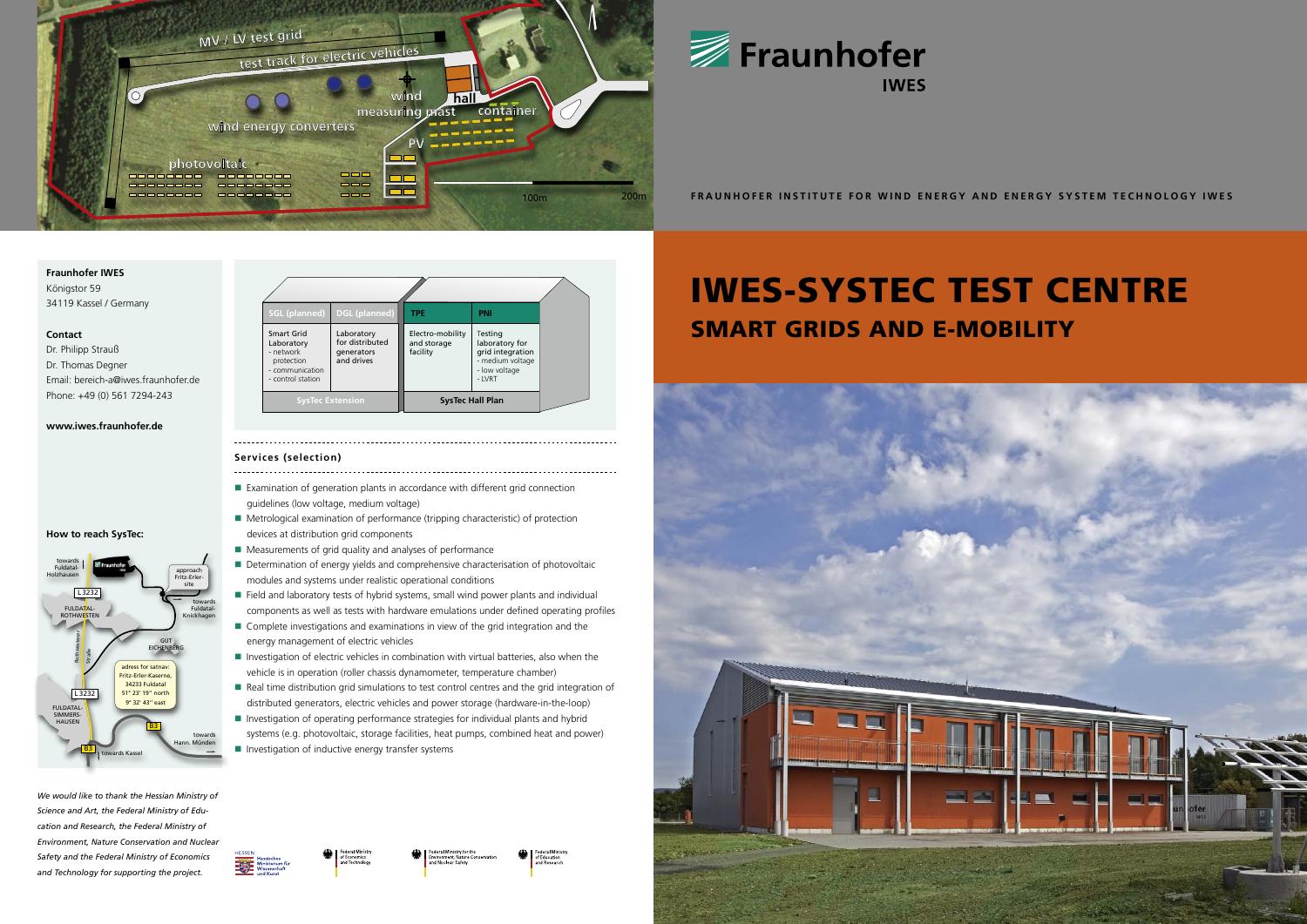# Fraunhofer IWES

FRAUNHOFER INSTITUTE FOR WIND ENERGY AND ENERGY SYSTEM TECHNOLOGY IWES

# IWES-SYSTEC TEST CENTRE

## SMART GRIDS AND E-MOBILITY

MV / LV test grid

test track for electric vehicles

wind measuring mast

hall

container

wind energy converters

PV

photovoltaic

100m 200m

**Fraunhofer IWES**
Königstor 59
34119 Kassel / Germany

**Contact**
Dr. Philipp Strauß
Dr. Thomas Degner
Email: bereich-a@iwes.fraunhofer.de
Phone: +49 (0) 561 7294-243

**www.iwes.fraunhofer.de**

| SGL (planned) | DGL (planned) | TPE | PNI |
|---|---|---|---|
| Smart Grid Laboratory - network protection - communication - control station | Laboratory for distributed generators and drives | Electro-mobility and storage facility | Testing laboratory for grid integration - medium voltage - low voltage - LVRT |
| SysTec Extension | | SysTec Hall Plan | |

### Services (selection)

- Examination of generation plants in accordance with different grid connection guidelines (low voltage, medium voltage)
- Metrological examination of performance (tripping characteristic) of protection devices at distribution grid components
- Measurements of grid quality and analyses of performance
- Determination of energy yields and comprehensive characterisation of photovoltaic modules and systems under realistic operational conditions
- Field and laboratory tests of hybrid systems, small wind power plants and individual components as well as tests with hardware emulations under defined operating profiles
- Complete investigations and examinations in view of the grid integration and the energy management of electric vehicles
- Investigation of electric vehicles in combination with virtual batteries, also when the vehicle is in operation (roller chassis dynamometer, temperature chamber)
- Real time distribution grid simulations to test control centres and the grid integration of distributed generators, electric vehicles and power storage (hardware-in-the-loop)
- Investigation of operating performance strategies for individual plants and hybrid systems (e.g. photovoltaic, storage facilities, heat pumps, combined heat and power)
- Investigation of inductive energy transfer systems

**How to reach SysTec:**

towards Fuldatal-Holzhausen; L3232; FULDATAL-ROTHWESTEN; approach Fritz-Erler-site; towards Fuldatal-Knickhagen; GUT EICHENBERG; Rothwestener Straße; adress for satnav: Fritz-Erler-Kaserne, 34233 Fuldatal, 51° 23' 19" north, 9° 32' 43" east; L3232; FULDATAL-SIMMERSHAUSEN; B3; towards Hann. Münden; B3 towards Kassel

*We would like to thank the Hessian Ministry of Science and Art, the Federal Ministry of Education and Research, the Federal Ministry of Environment, Nature Conservation and Nuclear Safety and the Federal Ministry of Economics and Technology for supporting the project.*

HESSEN Hessisches Ministerium für Wissenschaft und Kunst; Federal Ministry of Economics and Technology; Federal Ministry for the Environment, Nature Conservation and Nuclear Safety; Federal Ministry of Education and Research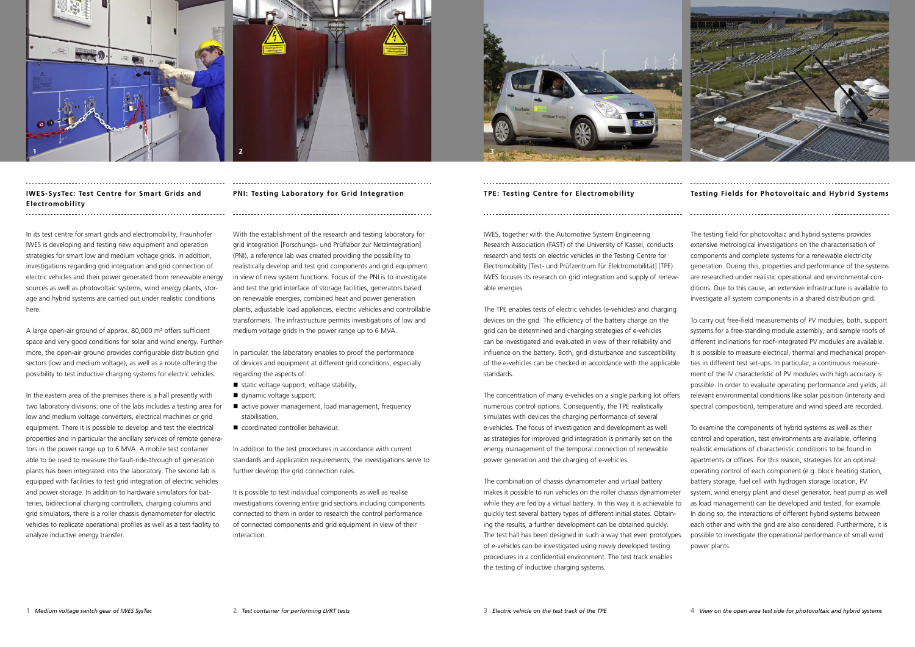## IWES-SysTec: Test Centre for Smart Grids and Electromobility

In its test centre for smart grids and electromobility, Fraunhofer IWES is developing and testing new equipment and operation strategies for smart low and medium voltage grids. In addition, investigations regarding grid integration and grid connection of electric vehicles and their power generated from renewable energy sources as well as photovoltaic systems, wind energy plants, storage and hybrid systems are carried out under realistic conditions here.

A large open-air ground of approx. 80,000 m² offers sufficient space and very good conditions for solar and wind energy. Furthermore, the open-air ground provides configurable distribution grid sectors (low and medium voltage), as well as a route offering the possibility to test inductive charging systems for electric vehicles.

In the eastern area of the premises there is a hall presently with two laboratory divisions: one of the labs includes a testing area for low and medium voltage converters, electrical machines or grid equipment. There it is possible to develop and test the electrical properties and in particular the ancillary services of remote generators in the power range up to 6 MVA. A mobile test container able to be used to measure the fault-ride-through of generation plants has been integrated into the laboratory. The second lab is equipped with facilities to test grid integration of electric vehicles and power storage. In addition to hardware simulators for batteries, bidirectional charging controllers, charging columns and grid simulators, there is a roller chassis dynamometer for electric vehicles to replicate operational profiles as well as a test facility to analyze inductive energy transfer.

## PNI: Testing Laboratory for Grid Integration

With the establishment of the research and testing laboratory for grid integration [Forschungs- und Prüflabor zur Netzintegration] (PNI), a reference lab was created providing the possibility to realistically develop and test grid components and grid equipment in view of new system functions. Focus of the PNI is to investigate and test the grid interface of storage facilities, generators based on renewable energies, combined heat and power generation plants, adjustable load appliances, electric vehicles and controllable transformers. The infrastructure permits investigations of low and medium voltage grids in the power range up to 6 MVA.

In particular, the laboratory enables to proof the performance of devices and equipment at different grid conditions, especially regarding the aspects of:

- static voltage support, voltage stability,
- dynamic voltage support,
- active power management, load management, frequency stabilisation,
- coordinated controller behaviour.

In addition to the test procedures in accordance with current standards and application requirements, the investigations serve to further develop the grid connection rules.

It is possible to test individual components as well as realise investigations covering entire grid sections including components connected to them in order to research the control performance of connected components and grid equipment in view of their interaction.

## TPE: Testing Centre for Electromobility

IWES, together with the Automotive System Engineering Research Association (FAST) of the University of Kassel, conducts research and tests on electric vehicles in the Testing Centre for Electromobility [Test- und Prüfzentrum für Elektromobilität] (TPE). IWES focuses its research on grid integration and supply of renewable energies.

The TPE enables tests of electric vehicles (e-vehicles) and charging devices on the grid. The efficiency of the battery charge on the grid can be determined and charging strategies of e-vehicles can be investigated and evaluated in view of their reliability and influence on the battery. Both, grid disturbance and susceptibility of the e-vehicles can be checked in accordance with the applicable standards.

The concentration of many e-vehicles on a single parking lot offers numerous control options. Consequently, the TPE realistically simulates with devices the charging performance of several e-vehicles. The focus of investigation and development as well as strategies for improved grid integration is primarily set on the energy management of the temporal connection of renewable power generation and the charging of e-vehicles.

The combination of chassis dynamometer and virtual battery makes it possible to run vehicles on the roller chassis dynamometer while they are fed by a virtual battery. In this way it is achievable to quickly test several battery types of different initial states. Obtaining the results, a further development can be obtained quickly. The test hall has been designed in such a way that even prototypes of e-vehicles can be investigated using newly developed testing procedures in a confidential environment. The test track enables the testing of inductive charging systems.

## Testing Fields for Photovoltaic and Hybrid Systems

The testing field for photovoltaic and hybrid systems provides extensive metrological investigations on the characterisation of components and complete systems for a renewable electricity generation. During this, properties and performance of the systems are researched under realistic operational and environmental conditions. Due to this cause, an extensive infrastructure is available to investigate all system components in a shared distribution grid.

To carry out free-field measurements of PV modules, both, support systems for a free-standing module assembly, and sample roofs of different inclinations for roof-integrated PV modules are available. It is possible to measure electrical, thermal and mechanical properties in different test set-ups. In particular, a continuous measurement of the IV characteristic of PV modules with high accuracy is possible. In order to evaluate operating performance and yields, all relevant environmental conditions like solar position (intensity and spectral composition), temperature and wind speed are recorded.

To examine the components of hybrid systems as well as their control and operation, test environments are available, offering realistic emulations of characteristic conditions to be found in apartments or offices. For this reason, strategies for an optimal operating control of each component (e.g. block heating station, battery storage, fuel cell with hydrogen storage location, PV system, wind energy plant and diesel generator, heat pump as well as load management) can be developed and tested, for example. In doing so, the interactions of different hybrid systems between each other and with the grid are also considered. Furthermore, it is possible to investigate the operational performance of small wind power plants.

1 *Medium voltage switch gear of IWES SysTec*

2 *Test container for performing LVRT tests*

3 *Electric vehicle on the test track of the TPE*

4 *View on the open area test side for photovoltaic and hybrid systems*